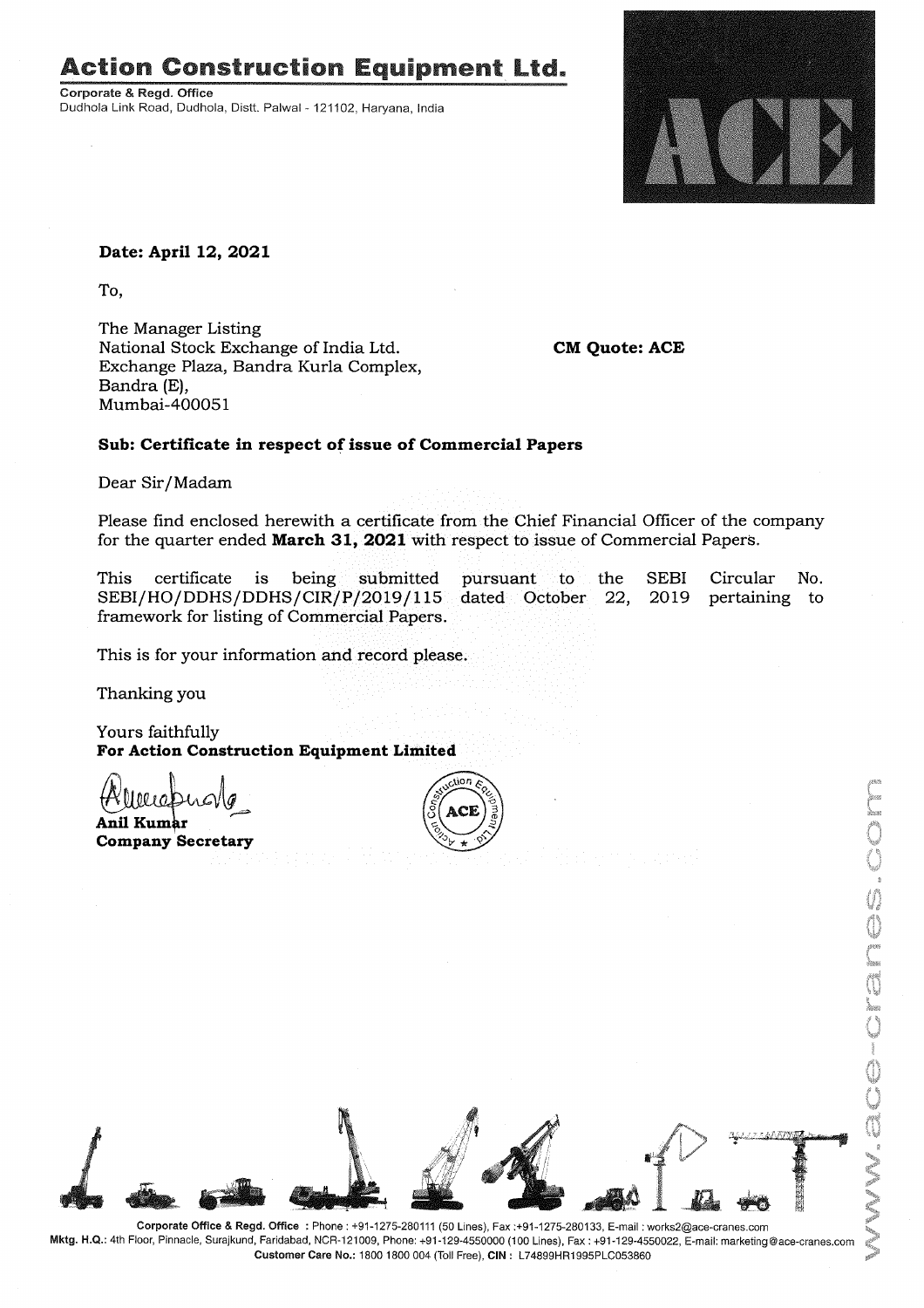# Action Construction Equipment Ltd.

**Corporate & Regd. Office**
Dudhola Link Road, Dudhola, Distt. Palwal - 121102, Haryana, India

**Date: April 12, 2021**

To,

The Manager Listing
National Stock Exchange of India Ltd.
Exchange Plaza, Bandra Kurla Complex,
Bandra (E),
Mumbai-400051

**CM Quote: ACE**

**Sub: Certificate in respect of issue of Commercial Papers**

Dear Sir/Madam

Please find enclosed herewith a certificate from the Chief Financial Officer of the company for the quarter ended **March 31, 2021** with respect to issue of Commercial Papers.

This certificate is being submitted pursuant to the SEBI Circular No. SEBI/HO/DDHS/DDHS/CIR/P/2019/115 dated October 22, 2019 pertaining to framework for listing of Commercial Papers.

This is for your information and record please.

Thanking you

Yours faithfully
**For Action Construction Equipment Limited**

**Anil Kumar**
**Company Secretary**

**Corporate Office & Regd. Office** : Phone : +91-1275-280111 (50 Lines), Fax :+91-1275-280133, E-mail : works2@ace-cranes.com
**Mktg. H.Q.:** 4th Floor, Pinnacle, Surajkund, Faridabad, NCR-121009, Phone: +91-129-4550000 (100 Lines), Fax : +91-129-4550022, E-mail: marketing@ace-cranes.com
**Customer Care No.:** 1800 1800 004 (Toll Free), **CIN** : L74899HR1995PLC053860

www.ace-cranes.com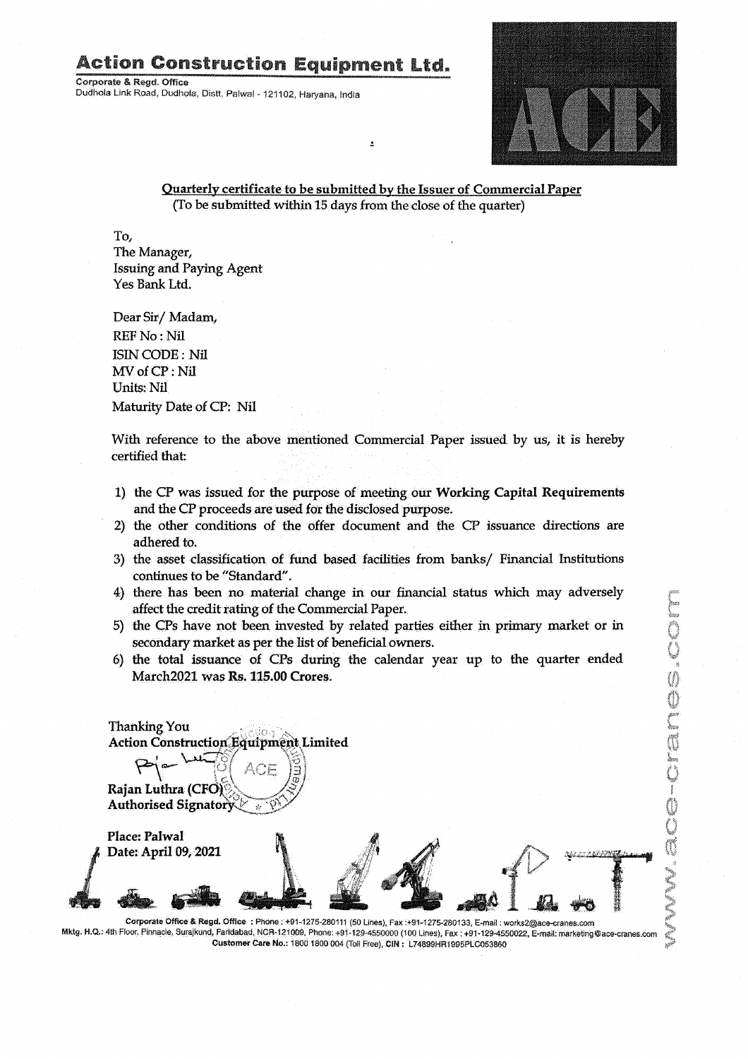# Action Construction Equipment Ltd.

**Corporate & Regd. Office**
Dudhola Link Road, Dudhola, Distt. Palwal - 121102, Haryana, India

## Quarterly certificate to be submitted by the Issuer of Commercial Paper

(To be submitted within 15 days from the close of the quarter)

To,
The Manager,
Issuing and Paying Agent
Yes Bank Ltd.

Dear Sir/ Madam,
REF No : Nil
ISIN CODE : Nil
MV of CP : Nil
Units: Nil
Maturity Date of CP: Nil

With reference to the above mentioned Commercial Paper issued by us, it is hereby certified that:

1) the CP was issued for the purpose of meeting our **Working Capital Requirements** and the CP proceeds are used for the disclosed purpose.
2) the other conditions of the offer document and the CP issuance directions are adhered to.
3) the asset classification of fund based facilities from banks/ Financial Institutions continues to be "Standard".
4) there has been no material change in our financial status which may adversely affect the credit rating of the Commercial Paper.
5) the CPs have not been invested by related parties either in primary market or in secondary market as per the list of beneficial owners.
6) the total issuance of CPs during the calendar year up to the quarter ended March2021 was **Rs. 115.00 Crores.**

Thanking You
**Action Construction Equipment Limited**

**Rajan Luthra (CFO)**
**Authorised Signatory**

**Place: Palwal**
**Date: April 09, 2021**

**Corporate Office & Regd. Office** : Phone : +91-1275-280111 (50 Lines), Fax :+91-1275-280133, E-mail : works2@ace-cranes.com
**Mktg. H.Q.:** 4th Floor, Pinnacle, Surajkund, Faridabad, NCR-121009, Phone: +91-129-4550000 (100 Lines), Fax : +91-129-4550022, E-mail: marketing@ace-cranes.com
**Customer Care No.:** 1800 1800 004 (Toll Free), **CIN :** L74899HR1995PLC053860

www.ace-cranes.com